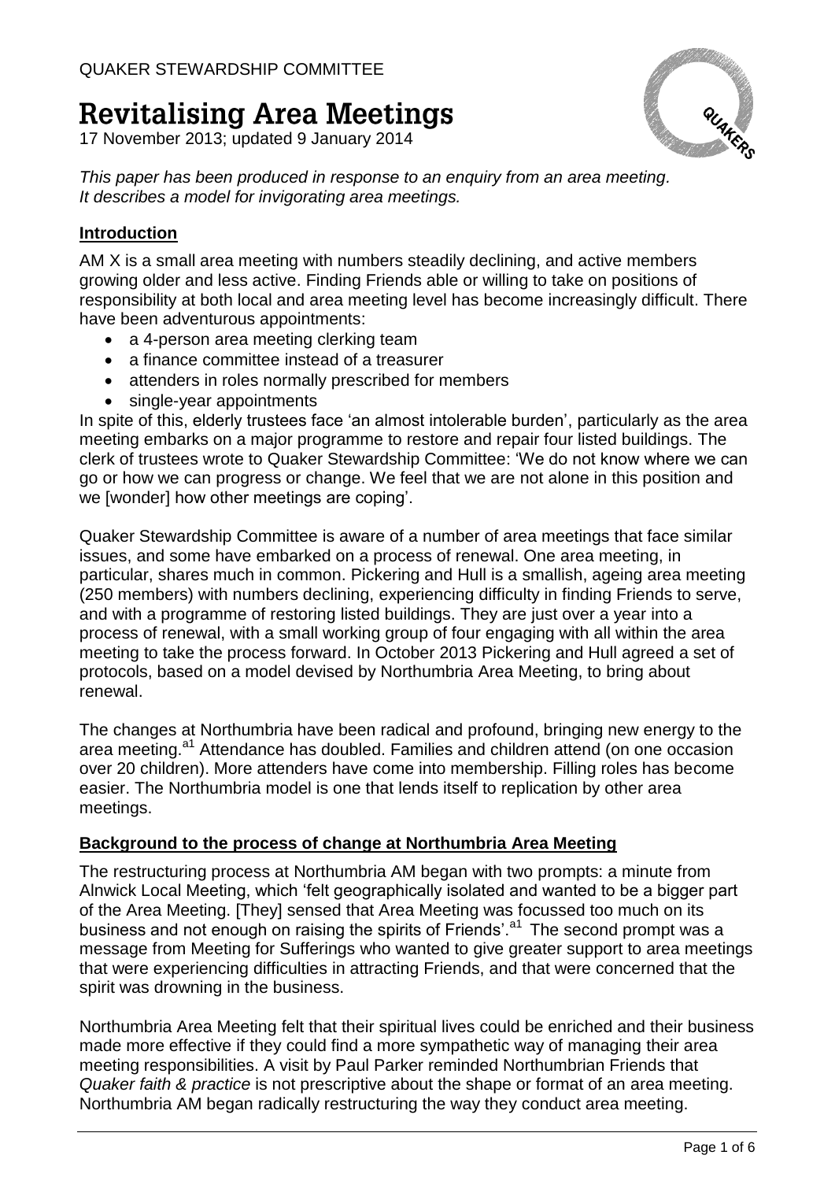QUAKER STEWARDSHIP COMMITTEE

# Revitalising Area Meetings

17 November 2013; updated 9 January 2014

*This paper has been produced in response to an enquiry from an area meeting. It describes a model for invigorating area meetings.*

## Introduction

AM X is a small area meeting with numbers steadily declining, and active members growing older and less active. Finding Friends able or willing to take on positions of responsibility at both local and area meeting level has become increasingly difficult. There have been adventurous appointments:

- a 4-person area meeting clerking team
- a finance committee instead of a treasurer
- attenders in roles normally prescribed for members
- single-year appointments

In spite of this, elderly trustees face 'an almost intolerable burden', particularly as the area meeting embarks on a major programme to restore and repair four listed buildings. The clerk of trustees wrote to Quaker Stewardship Committee: 'We do not know where we can go or how we can progress or change. We feel that we are not alone in this position and we [wonder] how other meetings are coping'.

Quaker Stewardship Committee is aware of a number of area meetings that face similar issues, and some have embarked on a process of renewal. One area meeting, in particular, shares much in common. Pickering and Hull is a smallish, ageing area meeting (250 members) with numbers declining, experiencing difficulty in finding Friends to serve, and with a programme of restoring listed buildings. They are just over a year into a process of renewal, with a small working group of four engaging with all within the area meeting to take the process forward. In October 2013 Pickering and Hull agreed a set of protocols, based on a model devised by Northumbria Area Meeting, to bring about renewal.

The changes at Northumbria have been radical and profound, bringing new energy to the area meeting.[a1] Attendance has doubled. Families and children attend (on one occasion over 20 children). More attenders have come into membership. Filling roles has become easier. The Northumbria model is one that lends itself to replication by other area meetings.

## Background to the process of change at Northumbria Area Meeting

The restructuring process at Northumbria AM began with two prompts: a minute from Alnwick Local Meeting, which 'felt geographically isolated and wanted to be a bigger part of the Area Meeting. [They] sensed that Area Meeting was focussed too much on its business and not enough on raising the spirits of Friends'.[a1] The second prompt was a message from Meeting for Sufferings who wanted to give greater support to area meetings that were experiencing difficulties in attracting Friends, and that were concerned that the spirit was drowning in the business.

Northumbria Area Meeting felt that their spiritual lives could be enriched and their business made more effective if they could find a more sympathetic way of managing their area meeting responsibilities. A visit by Paul Parker reminded Northumbrian Friends that *Quaker faith & practice* is not prescriptive about the shape or format of an area meeting. Northumbria AM began radically restructuring the way they conduct area meeting.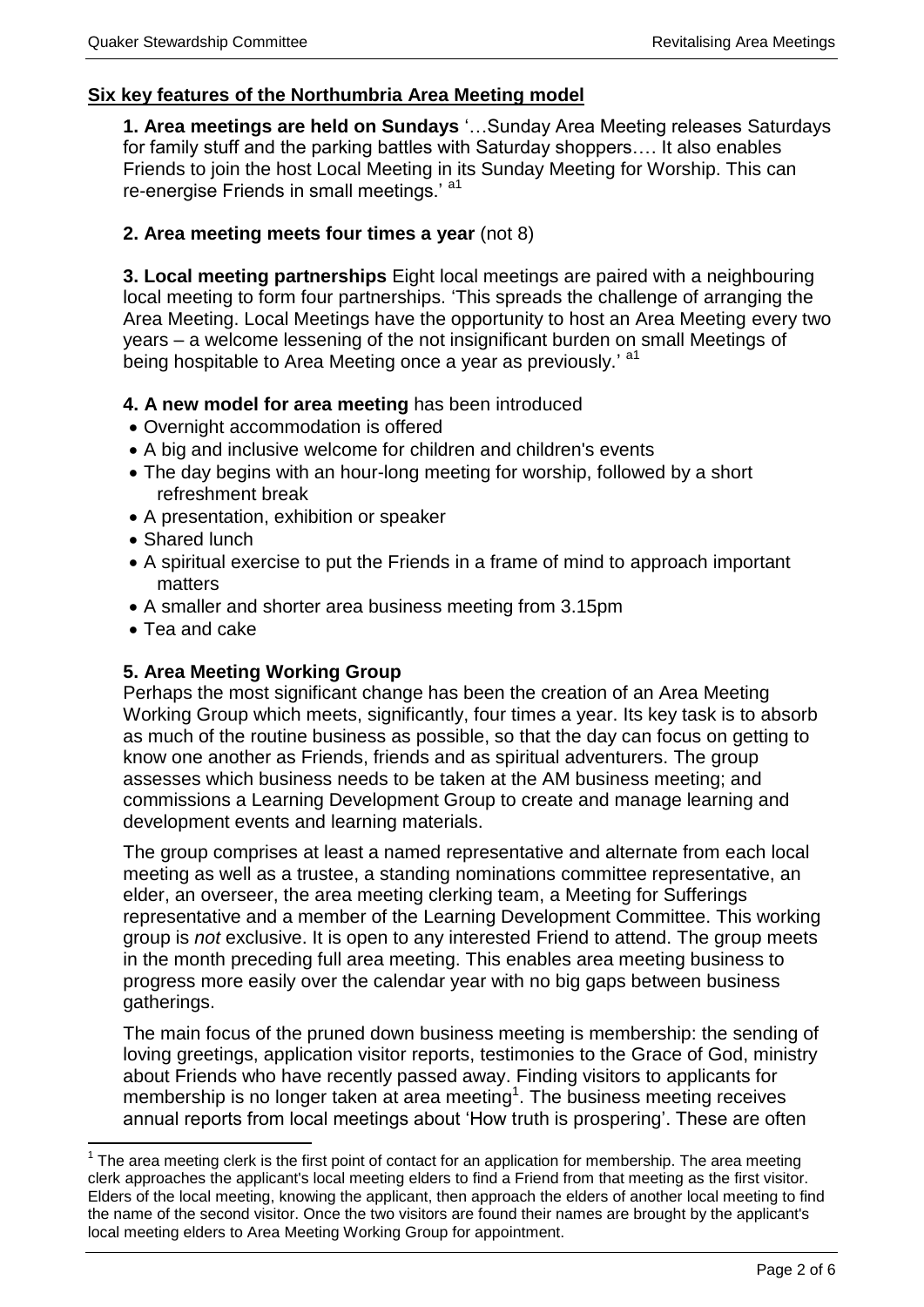## Six key features of the Northumbria Area Meeting model

**1. Area meetings are held on Sundays** '…Sunday Area Meeting releases Saturdays for family stuff and the parking battles with Saturday shoppers…. It also enables Friends to join the host Local Meeting in its Sunday Meeting for Worship. This can re-energise Friends in small meetings.' [a1]

**2. Area meeting meets four times a year** (not 8)

**3. Local meeting partnerships** Eight local meetings are paired with a neighbouring local meeting to form four partnerships. 'This spreads the challenge of arranging the Area Meeting. Local Meetings have the opportunity to host an Area Meeting every two years – a welcome lessening of the not insignificant burden on small Meetings of being hospitable to Area Meeting once a year as previously.' [a1]

**4. A new model for area meeting** has been introduced

- Overnight accommodation is offered
- A big and inclusive welcome for children and children's events
- The day begins with an hour-long meeting for worship, followed by a short refreshment break
- A presentation, exhibition or speaker
- Shared lunch
- A spiritual exercise to put the Friends in a frame of mind to approach important matters
- A smaller and shorter area business meeting from 3.15pm
- Tea and cake

**5. Area Meeting Working Group**

Perhaps the most significant change has been the creation of an Area Meeting Working Group which meets, significantly, four times a year. Its key task is to absorb as much of the routine business as possible, so that the day can focus on getting to know one another as Friends, friends and as spiritual adventurers. The group assesses which business needs to be taken at the AM business meeting; and commissions a Learning Development Group to create and manage learning and development events and learning materials.

The group comprises at least a named representative and alternate from each local meeting as well as a trustee, a standing nominations committee representative, an elder, an overseer, the area meeting clerking team, a Meeting for Sufferings representative and a member of the Learning Development Committee. This working group is *not* exclusive. It is open to any interested Friend to attend. The group meets in the month preceding full area meeting. This enables area meeting business to progress more easily over the calendar year with no big gaps between business gatherings.

The main focus of the pruned down business meeting is membership: the sending of loving greetings, application visitor reports, testimonies to the Grace of God, ministry about Friends who have recently passed away. Finding visitors to applicants for membership is no longer taken at area meeting[1]. The business meeting receives annual reports from local meetings about 'How truth is prospering'. These are often

[1] The area meeting clerk is the first point of contact for an application for membership. The area meeting clerk approaches the applicant's local meeting elders to find a Friend from that meeting as the first visitor. Elders of the local meeting, knowing the applicant, then approach the elders of another local meeting to find the name of the second visitor. Once the two visitors are found their names are brought by the applicant's local meeting elders to Area Meeting Working Group for appointment.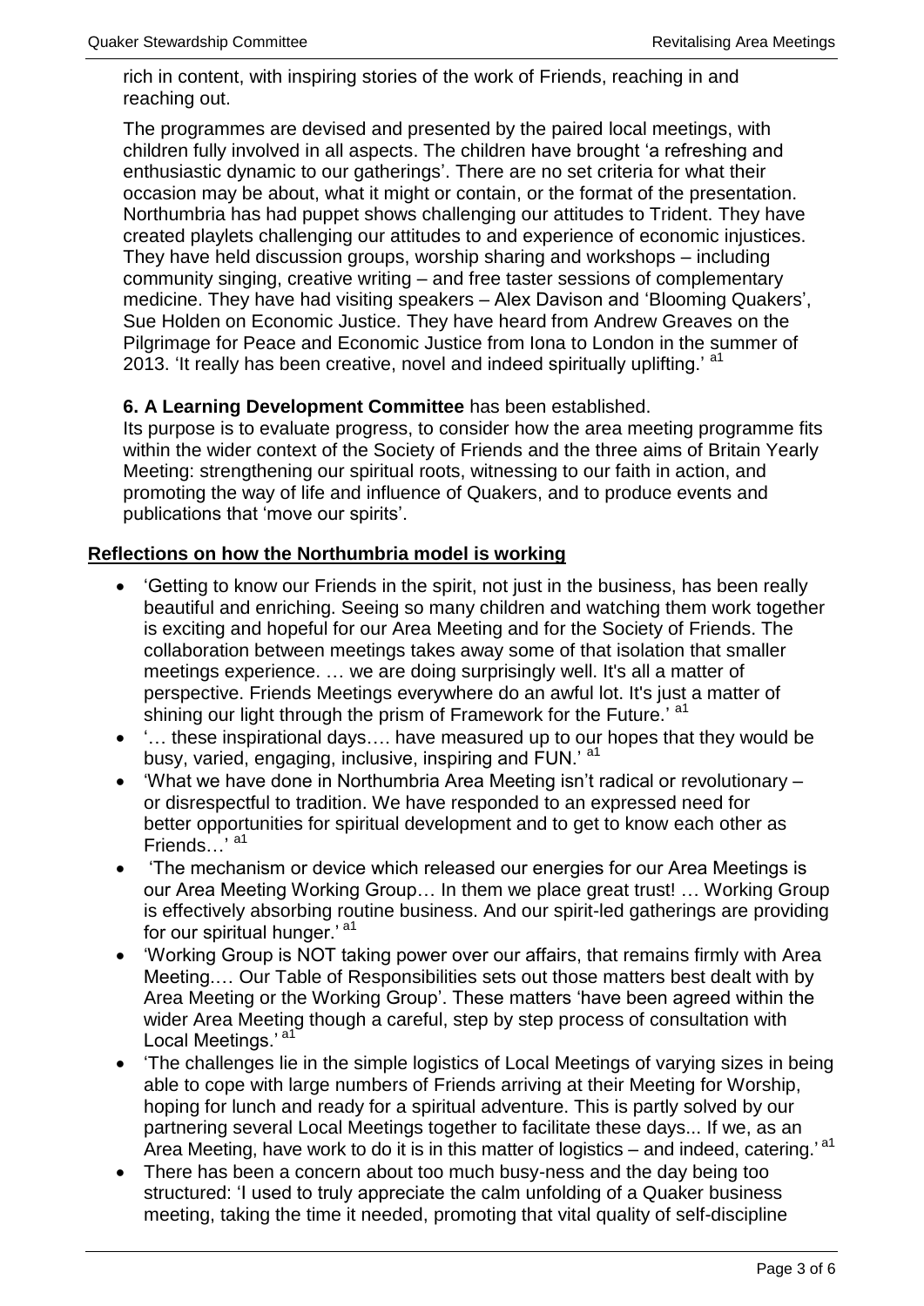rich in content, with inspiring stories of the work of Friends, reaching in and reaching out.

The programmes are devised and presented by the paired local meetings, with children fully involved in all aspects. The children have brought 'a refreshing and enthusiastic dynamic to our gatherings'. There are no set criteria for what their occasion may be about, what it might or contain, or the format of the presentation. Northumbria has had puppet shows challenging our attitudes to Trident. They have created playlets challenging our attitudes to and experience of economic injustices. They have held discussion groups, worship sharing and workshops – including community singing, creative writing – and free taster sessions of complementary medicine. They have had visiting speakers – Alex Davison and 'Blooming Quakers', Sue Holden on Economic Justice. They have heard from Andrew Greaves on the Pilgrimage for Peace and Economic Justice from Iona to London in the summer of 2013. 'It really has been creative, novel and indeed spiritually uplifting.' [a1]

**6. A Learning Development Committee** has been established.
Its purpose is to evaluate progress, to consider how the area meeting programme fits within the wider context of the Society of Friends and the three aims of Britain Yearly Meeting: strengthening our spiritual roots, witnessing to our faith in action, and promoting the way of life and influence of Quakers, and to produce events and publications that 'move our spirits'.

## Reflections on how the Northumbria model is working

- 'Getting to know our Friends in the spirit, not just in the business, has been really beautiful and enriching. Seeing so many children and watching them work together is exciting and hopeful for our Area Meeting and for the Society of Friends. The collaboration between meetings takes away some of that isolation that smaller meetings experience. … we are doing surprisingly well. It's all a matter of perspective. Friends Meetings everywhere do an awful lot. It's just a matter of shining our light through the prism of Framework for the Future.' [a1]
- '… these inspirational days…. have measured up to our hopes that they would be busy, varied, engaging, inclusive, inspiring and FUN.' [a1]
- 'What we have done in Northumbria Area Meeting isn't radical or revolutionary – or disrespectful to tradition. We have responded to an expressed need for better opportunities for spiritual development and to get to know each other as Friends…' [a1]
- 'The mechanism or device which released our energies for our Area Meetings is our Area Meeting Working Group… In them we place great trust! … Working Group is effectively absorbing routine business. And our spirit-led gatherings are providing for our spiritual hunger.' [a1]
- 'Working Group is NOT taking power over our affairs, that remains firmly with Area Meeting.… Our Table of Responsibilities sets out those matters best dealt with by Area Meeting or the Working Group'. These matters 'have been agreed within the wider Area Meeting though a careful, step by step process of consultation with Local Meetings.' [a1]
- 'The challenges lie in the simple logistics of Local Meetings of varying sizes in being able to cope with large numbers of Friends arriving at their Meeting for Worship, hoping for lunch and ready for a spiritual adventure. This is partly solved by our partnering several Local Meetings together to facilitate these days... If we, as an Area Meeting, have work to do it is in this matter of logistics – and indeed, catering.' [a1]
- There has been a concern about too much busy-ness and the day being too structured: 'I used to truly appreciate the calm unfolding of a Quaker business meeting, taking the time it needed, promoting that vital quality of self-discipline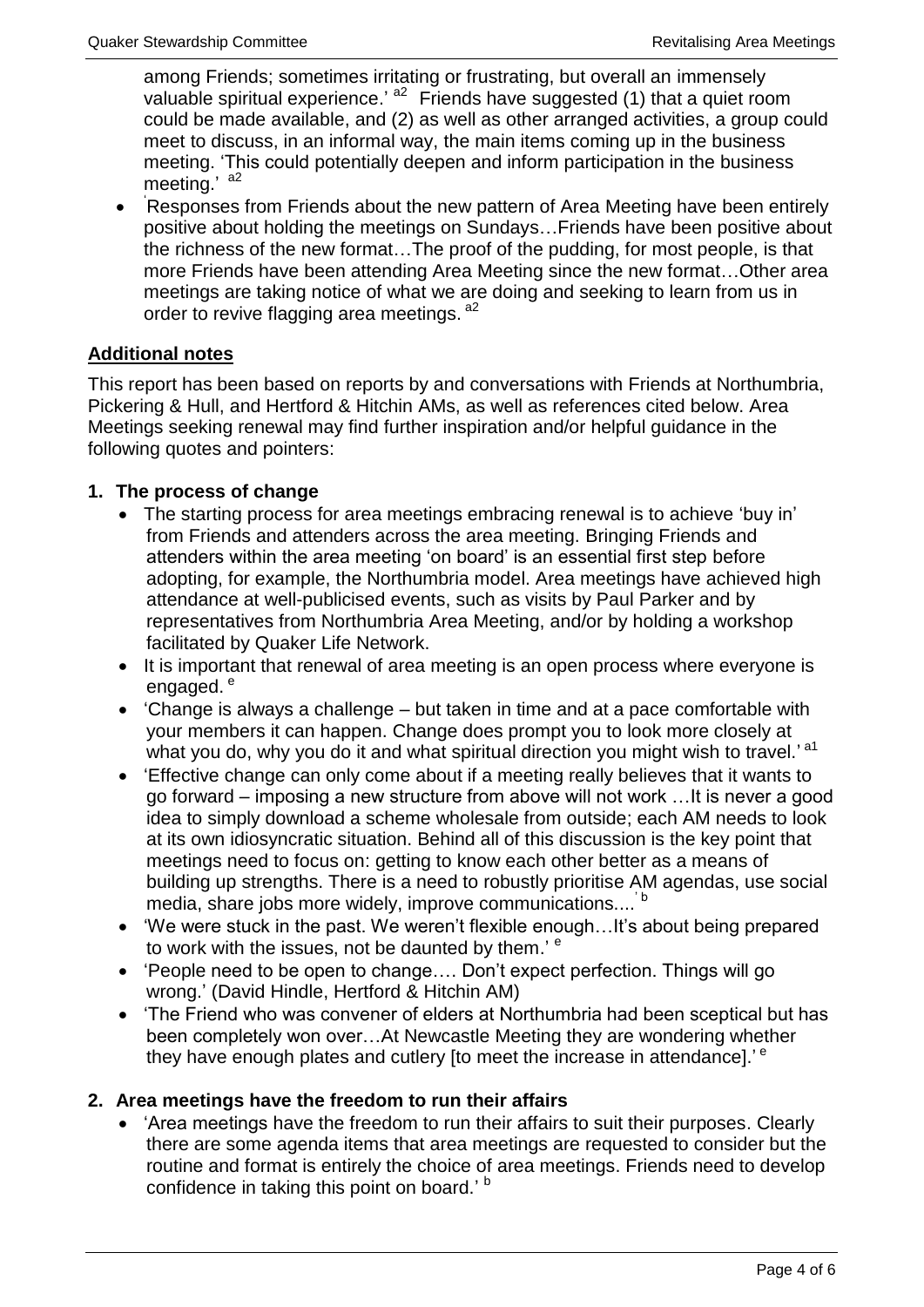among Friends; sometimes irritating or frustrating, but overall an immensely valuable spiritual experience.' [a2] Friends have suggested (1) that a quiet room could be made available, and (2) as well as other arranged activities, a group could meet to discuss, in an informal way, the main items coming up in the business meeting. 'This could potentially deepen and inform participation in the business meeting.' [a2]

- 'Responses from Friends about the new pattern of Area Meeting have been entirely positive about holding the meetings on Sundays…Friends have been positive about the richness of the new format…The proof of the pudding, for most people, is that more Friends have been attending Area Meeting since the new format…Other area meetings are taking notice of what we are doing and seeking to learn from us in order to revive flagging area meetings. [a2]

## Additional notes

This report has been based on reports by and conversations with Friends at Northumbria, Pickering & Hull, and Hertford & Hitchin AMs, as well as references cited below. Area Meetings seeking renewal may find further inspiration and/or helpful guidance in the following quotes and pointers:

### 1. The process of change

- The starting process for area meetings embracing renewal is to achieve 'buy in' from Friends and attenders across the area meeting. Bringing Friends and attenders within the area meeting 'on board' is an essential first step before adopting, for example, the Northumbria model. Area meetings have achieved high attendance at well-publicised events, such as visits by Paul Parker and by representatives from Northumbria Area Meeting, and/or by holding a workshop facilitated by Quaker Life Network.
- It is important that renewal of area meeting is an open process where everyone is engaged. [e]
- 'Change is always a challenge – but taken in time and at a pace comfortable with your members it can happen. Change does prompt you to look more closely at what you do, why you do it and what spiritual direction you might wish to travel.' [a1]
- 'Effective change can only come about if a meeting really believes that it wants to go forward – imposing a new structure from above will not work …It is never a good idea to simply download a scheme wholesale from outside; each AM needs to look at its own idiosyncratic situation. Behind all of this discussion is the key point that meetings need to focus on: getting to know each other better as a means of building up strengths. There is a need to robustly prioritise AM agendas, use social media, share jobs more widely, improve communications....' [b]
- 'We were stuck in the past. We weren't flexible enough…It's about being prepared to work with the issues, not be daunted by them.' [e]
- 'People need to be open to change…. Don't expect perfection. Things will go wrong.' (David Hindle, Hertford & Hitchin AM)
- 'The Friend who was convener of elders at Northumbria had been sceptical but has been completely won over…At Newcastle Meeting they are wondering whether they have enough plates and cutlery [to meet the increase in attendance].' [e]

### 2. Area meetings have the freedom to run their affairs

- 'Area meetings have the freedom to run their affairs to suit their purposes. Clearly there are some agenda items that area meetings are requested to consider but the routine and format is entirely the choice of area meetings. Friends need to develop confidence in taking this point on board.' [b]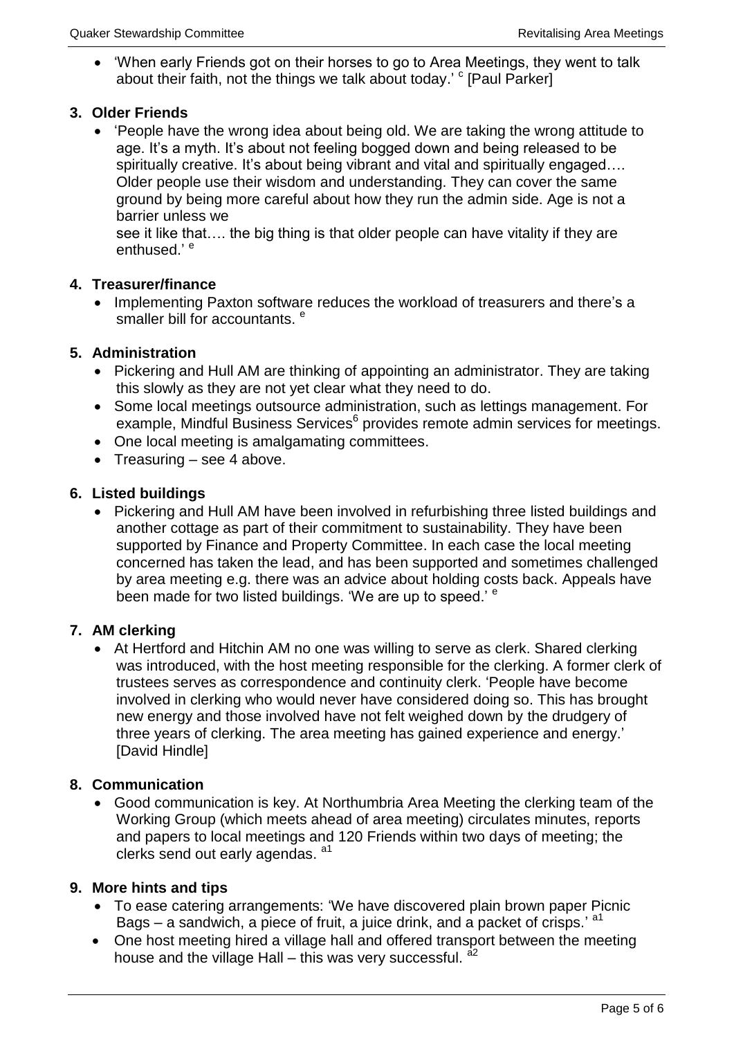- 'When early Friends got on their horses to go to Area Meetings, they went to talk about their faith, not the things we talk about today.' [c] [Paul Parker]

## 3. Older Friends

- 'People have the wrong idea about being old. We are taking the wrong attitude to age. It's a myth. It's about not feeling bogged down and being released to be spiritually creative. It's about being vibrant and vital and spiritually engaged…. Older people use their wisdom and understanding. They can cover the same ground by being more careful about how they run the admin side. Age is not a barrier unless we see it like that…. the big thing is that older people can have vitality if they are enthused.' [e]

## 4. Treasurer/finance

- Implementing Paxton software reduces the workload of treasurers and there's a smaller bill for accountants. [e]

## 5. Administration

- Pickering and Hull AM are thinking of appointing an administrator. They are taking this slowly as they are not yet clear what they need to do.
- Some local meetings outsource administration, such as lettings management. For example, Mindful Business Services[6] provides remote admin services for meetings.
- One local meeting is amalgamating committees.
- Treasuring – see 4 above.

## 6. Listed buildings

- Pickering and Hull AM have been involved in refurbishing three listed buildings and another cottage as part of their commitment to sustainability. They have been supported by Finance and Property Committee. In each case the local meeting concerned has taken the lead, and has been supported and sometimes challenged by area meeting e.g. there was an advice about holding costs back. Appeals have been made for two listed buildings. 'We are up to speed.' [e]

## 7. AM clerking

- At Hertford and Hitchin AM no one was willing to serve as clerk. Shared clerking was introduced, with the host meeting responsible for the clerking. A former clerk of trustees serves as correspondence and continuity clerk. 'People have become involved in clerking who would never have considered doing so. This has brought new energy and those involved have not felt weighed down by the drudgery of three years of clerking. The area meeting has gained experience and energy.' [David Hindle]

## 8. Communication

- Good communication is key. At Northumbria Area Meeting the clerking team of the Working Group (which meets ahead of area meeting) circulates minutes, reports and papers to local meetings and 120 Friends within two days of meeting; the clerks send out early agendas. [a1]

## 9. More hints and tips

- To ease catering arrangements: 'We have discovered plain brown paper Picnic Bags – a sandwich, a piece of fruit, a juice drink, and a packet of crisps.' [a1]
- One host meeting hired a village hall and offered transport between the meeting house and the village Hall – this was very successful. [a2]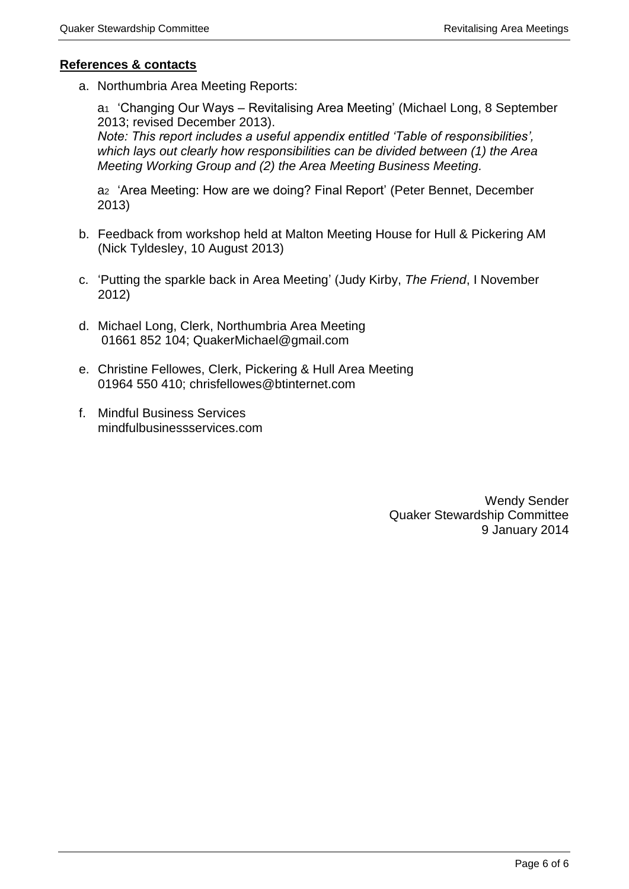**References & contacts**

a. Northumbria Area Meeting Reports:

   a1 'Changing Our Ways – Revitalising Area Meeting' (Michael Long, 8 September 2013; revised December 2013).
   *Note: This report includes a useful appendix entitled 'Table of responsibilities', which lays out clearly how responsibilities can be divided between (1) the Area Meeting Working Group and (2) the Area Meeting Business Meeting.*

   a2 'Area Meeting: How are we doing? Final Report' (Peter Bennet, December 2013)

b. Feedback from workshop held at Malton Meeting House for Hull & Pickering AM (Nick Tyldesley, 10 August 2013)

c. 'Putting the sparkle back in Area Meeting' (Judy Kirby, *The Friend*, I November 2012)

d. Michael Long, Clerk, Northumbria Area Meeting
   01661 852 104; QuakerMichael@gmail.com

e. Christine Fellowes, Clerk, Pickering & Hull Area Meeting
   01964 550 410; chrisfellowes@btinternet.com

f. Mindful Business Services
   mindfulbusinessservices.com

Wendy Sender
Quaker Stewardship Committee
9 January 2014